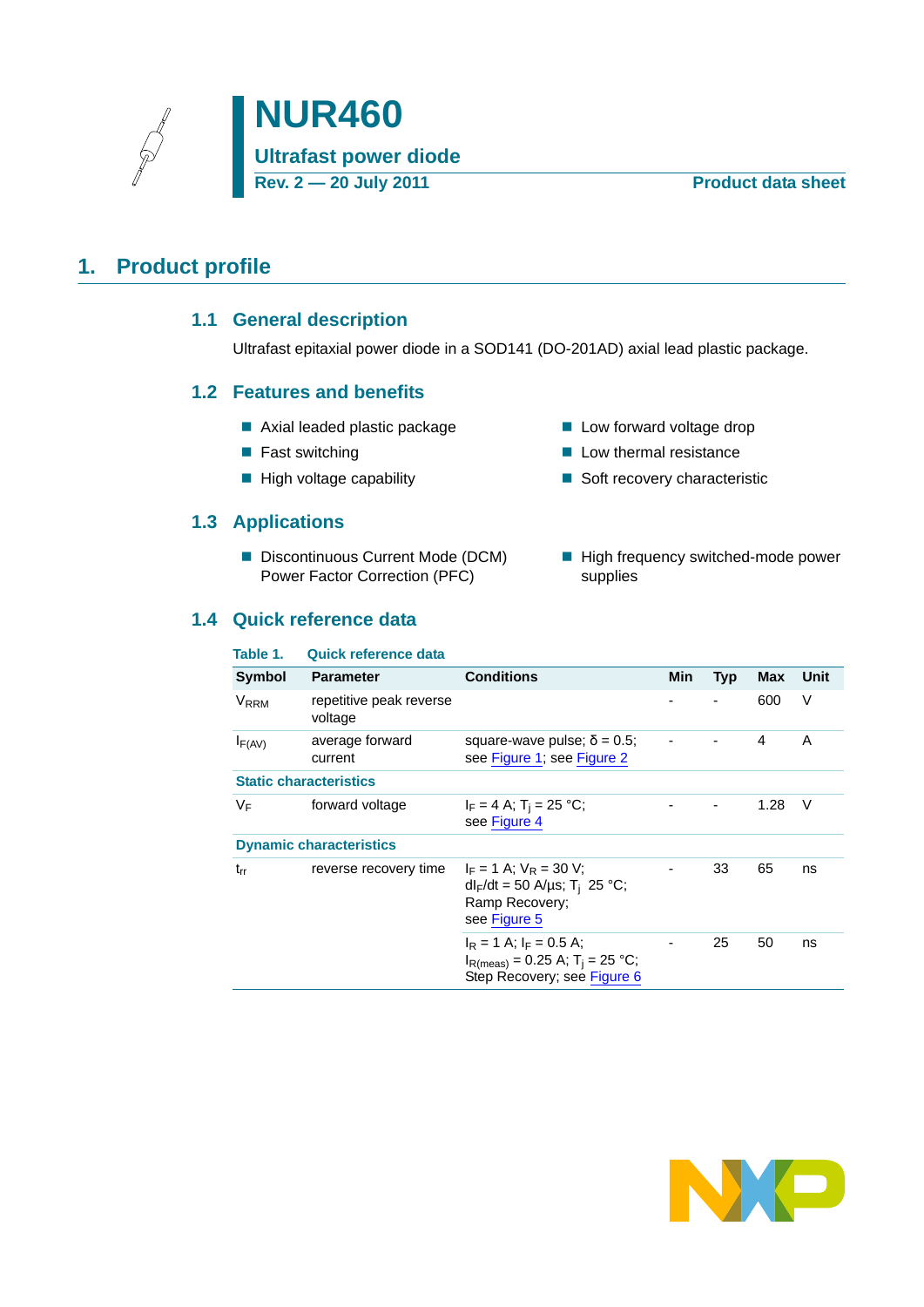# NUR460

## Ultrafast power diode

**Rev. 2 — 20 July 2011** **Product data sheet**

## 1. Product profile

### 1.1 General description

Ultrafast epitaxial power diode in a SOD141 (DO-201AD) axial lead plastic package.

### 1.2 Features and benefits

- Axial leaded plastic package
- Fast switching
- High voltage capability
- Low forward voltage drop
- Low thermal resistance
- Soft recovery characteristic

### 1.3 Applications

- Discontinuous Current Mode (DCM) Power Factor Correction (PFC)
- High frequency switched-mode power supplies

### 1.4 Quick reference data

**Table 1. Quick reference data**

| Symbol | Parameter | Conditions | Min | Typ | Max | Unit |
|---|---|---|---|---|---|---|
| $V_{RRM}$ | repetitive peak reverse voltage | | - | - | 600 | V |
| $I_{F(AV)}$ | average forward current | square-wave pulse; $\delta = 0.5$; see Figure 1; see Figure 2 | - | - | 4 | A |
| **Static characteristics** | | | | | | |
| $V_F$ | forward voltage | $I_F = 4$ A; $T_j = 25$ °C; see Figure 4 | - | - | 1.28 | V |
| **Dynamic characteristics** | | | | | | |
| $t_{rr}$ | reverse recovery time | $I_F = 1$ A; $V_R = 30$ V; $dI_F/dt = 50$ A/µs; $T_j$ 25 °C; Ramp Recovery; see Figure 5 | - | 33 | 65 | ns |
| | | $I_R = 1$ A; $I_F = 0.5$ A; $I_{R(meas)} = 0.25$ A; $T_j = 25$ °C; Step Recovery; see Figure 6 | - | 25 | 50 | ns |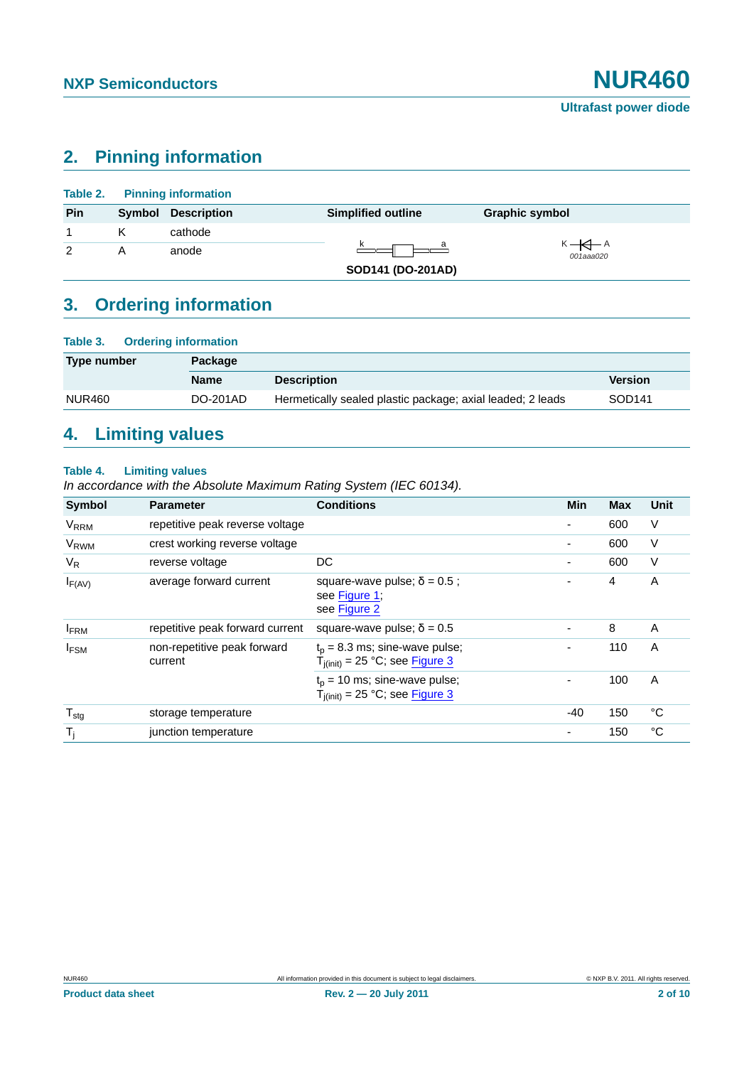## 2. Pinning information

**Table 2. Pinning information**

| Pin | Symbol | Description | Simplified outline | Graphic symbol |
|---|---|---|---|---|
| 1 | K | cathode | | |
| 2 | A | anode | SOD141 (DO-201AD) | 001aaa020 |

## 3. Ordering information

**Table 3. Ordering information**

| Type number | Package | | |
|---|---|---|---|
| | Name | Description | Version |
| NUR460 | DO-201AD | Hermetically sealed plastic package; axial leaded; 2 leads | SOD141 |

## 4. Limiting values

**Table 4. Limiting values**

*In accordance with the Absolute Maximum Rating System (IEC 60134).*

| Symbol | Parameter | Conditions | Min | Max | Unit |
|---|---|---|---|---|---|
| $V_{RRM}$ | repetitive peak reverse voltage | | - | 600 | V |
| $V_{RWM}$ | crest working reverse voltage | | - | 600 | V |
| $V_R$ | reverse voltage | DC | - | 600 | V |
| $I_{F(AV)}$ | average forward current | square-wave pulse; $\delta = 0.5$ ; see Figure 1; see Figure 2 | - | 4 | A |
| $I_{FRM}$ | repetitive peak forward current | square-wave pulse; $\delta = 0.5$ | - | 8 | A |
| $I_{FSM}$ | non-repetitive peak forward current | $t_p = 8.3$ ms; sine-wave pulse; $T_{j(init)} = 25$ °C; see Figure 3 | - | 110 | A |
| | | $t_p = 10$ ms; sine-wave pulse; $T_{j(init)} = 25$ °C; see Figure 3 | - | 100 | A |
| $T_{stg}$ | storage temperature | | -40 | 150 | °C |
| $T_j$ | junction temperature | | - | 150 | °C |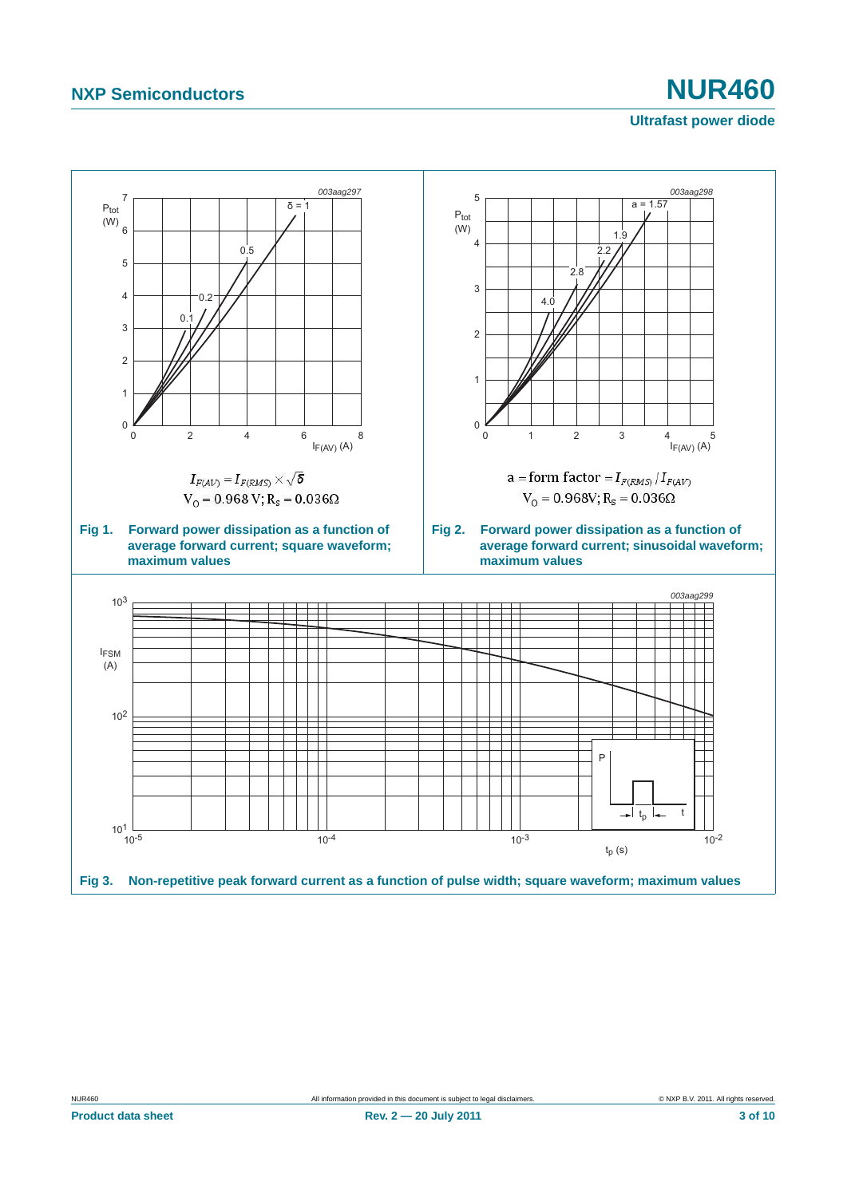$I_{F(AV)} = I_{F(RMS)} \times \sqrt{\delta}$

$V_O = 0.968\ V; R_s = 0.036\Omega$

**Fig 1. Forward power dissipation as a function of average forward current; square waveform; maximum values**

$a = \text{form factor} = I_{F(RMS)} / I_{F(AV)}$

$V_O = 0.968V; R_S = 0.036\Omega$

**Fig 2. Forward power dissipation as a function of average forward current; sinusoidal waveform; maximum values**

**Fig 3. Non-repetitive peak forward current as a function of pulse width; square waveform; maximum values**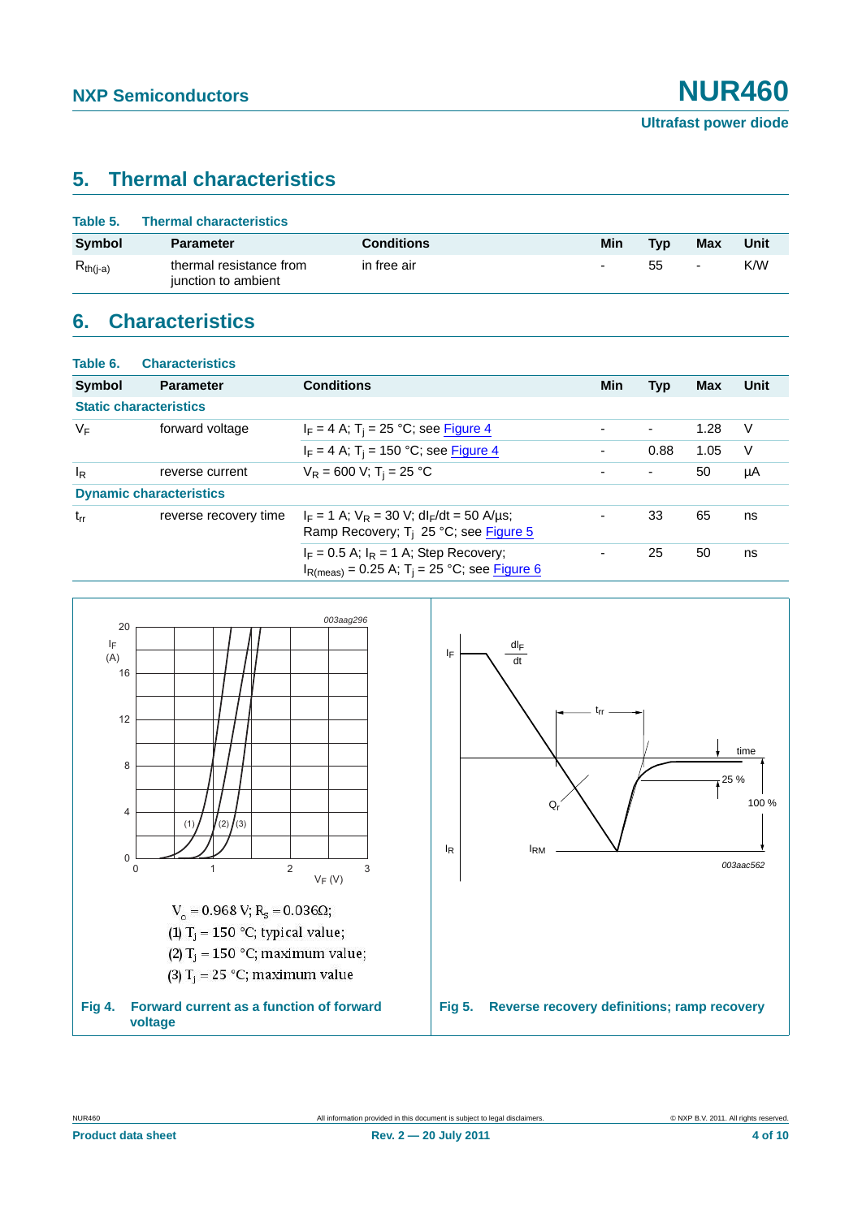## 5. Thermal characteristics

**Table 5. Thermal characteristics**

| Symbol | Parameter | Conditions | Min | Typ | Max | Unit |
|---|---|---|---|---|---|---|
| $R_{th(j-a)}$ | thermal resistance from junction to ambient | in free air | - | 55 | - | K/W |

## 6. Characteristics

**Table 6. Characteristics**

| Symbol | Parameter | Conditions | Min | Typ | Max | Unit |
|---|---|---|---|---|---|---|
| **Static characteristics** | | | | | | |
| $V_F$ | forward voltage | $I_F$ = 4 A; $T_j$ = 25 °C; see Figure 4 | - | - | 1.28 | V |
| | | $I_F$ = 4 A; $T_j$ = 150 °C; see Figure 4 | - | 0.88 | 1.05 | V |
| $I_R$ | reverse current | $V_R$ = 600 V; $T_j$ = 25 °C | - | - | 50 | µA |
| **Dynamic characteristics** | | | | | | |
| $t_{rr}$ | reverse recovery time | $I_F$ = 1 A; $V_R$ = 30 V; $dI_F/dt$ = 50 A/µs; Ramp Recovery; $T_j$ 25 °C; see Figure 5 | - | 33 | 65 | ns |
| | | $I_F$ = 0.5 A; $I_R$ = 1 A; Step Recovery; $I_{R(meas)}$ = 0.25 A; $T_j$ = 25 °C; see Figure 6 | - | 25 | 50 | ns |

$V_o$ = 0.968 V; $R_S$ = 0.036Ω;

(1) $T_j$ = 150 °C; typical value;

(2) $T_j$ = 150 °C; maximum value;

(3) $T_j$ = 25 °C; maximum value

**Fig 4. Forward current as a function of forward voltage**

**Fig 5. Reverse recovery definitions; ramp recovery**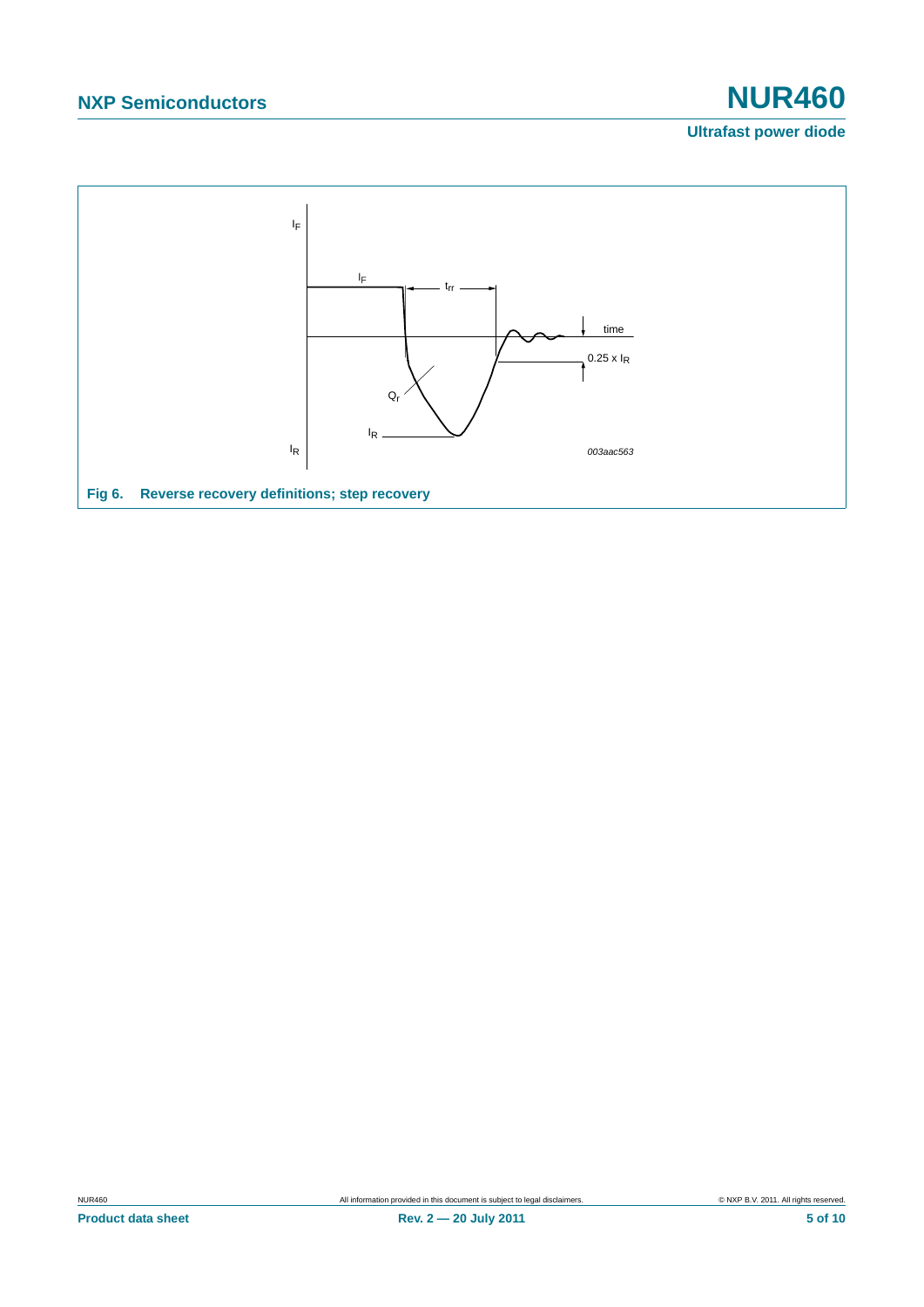**Fig 6. Reverse recovery definitions; step recovery**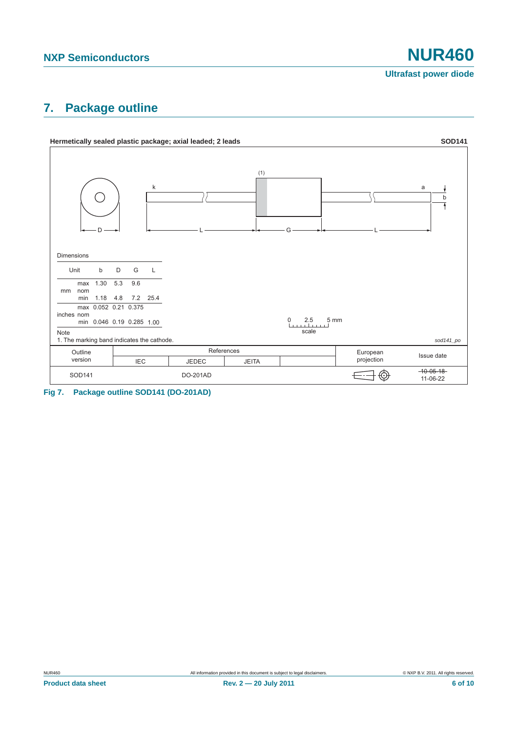## 7. Package outline

**Hermetically sealed plastic package; axial leaded; 2 leads** **SOD141**

Dimensions

| Unit | | b | D | G | L |
|---|---|---|---|---|---|
| mm | max | 1.30 | 5.3 | 9.6 | |
| | nom | | | | |
| | min | 1.18 | 4.8 | 7.2 | 25.4 |
| inches | max | 0.052 | 0.21 | 0.375 | |
| | nom | | | | |
| | min | 0.046 | 0.19 | 0.285 | 1.00 |

Note

1. The marking band indicates the cathode.

*sod141_po*

| Outline version | References | | | | European projection | Issue date |
|---|---|---|---|---|---|---|
| | IEC | JEDEC | JEITA | | | |
| SOD141 | | DO-201AD | | | | ~~10-05-18~~ 11-06-22 |

**Fig 7. Package outline SOD141 (DO-201AD)**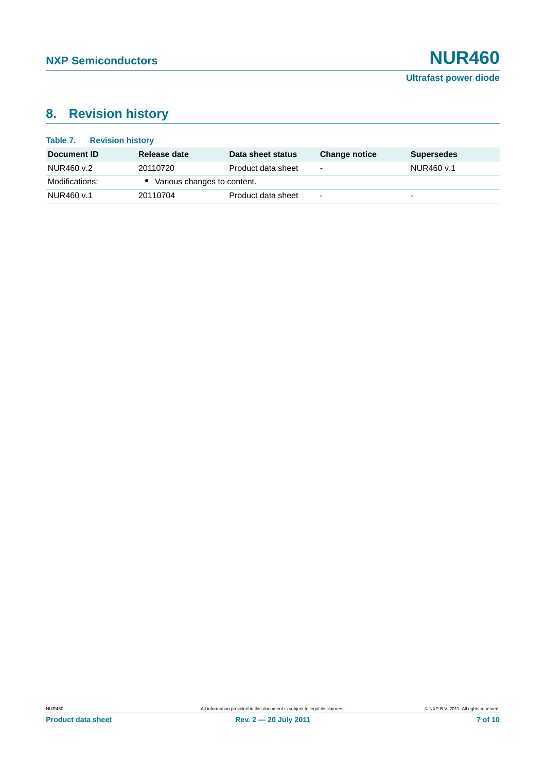## 8. Revision history

**Table 7. Revision history**

| Document ID | Release date | Data sheet status | Change notice | Supersedes |
|---|---|---|---|---|
| NUR460 v.2 | 20110720 | Product data sheet | - | NUR460 v.1 |
| Modifications: | • Various changes to content. | | | |
| NUR460 v.1 | 20110704 | Product data sheet | - | - |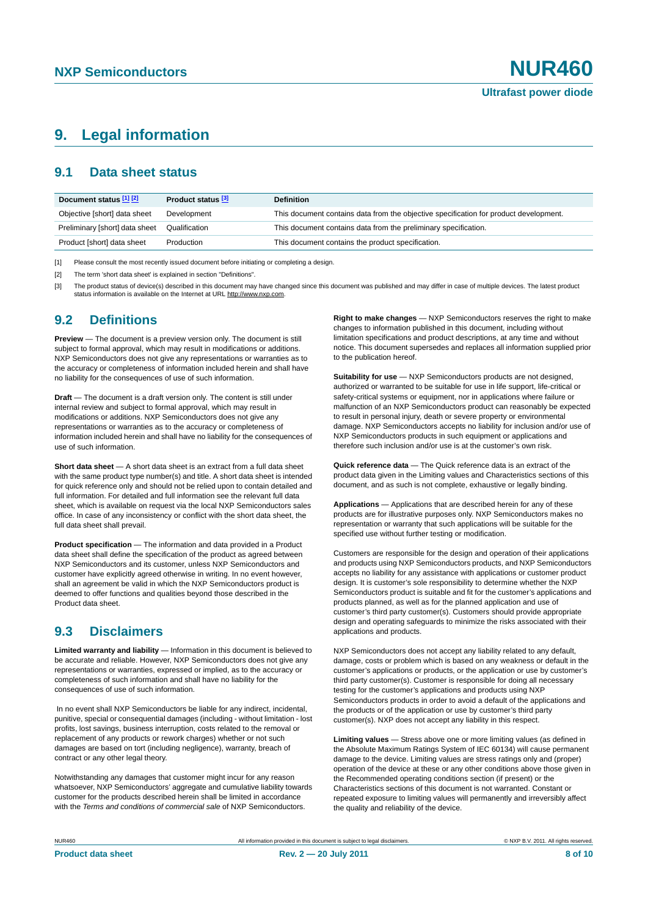# 9. Legal information

## 9.1 Data sheet status

| Document status [1] [2] | Product status [3] | Definition |
|---|---|---|
| Objective [short] data sheet | Development | This document contains data from the objective specification for product development. |
| Preliminary [short] data sheet | Qualification | This document contains data from the preliminary specification. |
| Product [short] data sheet | Production | This document contains the product specification. |

[1] Please consult the most recently issued document before initiating or completing a design.

[2] The term 'short data sheet' is explained in section "Definitions".

[3] The product status of device(s) described in this document may have changed since this document was published and may differ in case of multiple devices. The latest product status information is available on the Internet at URL http://www.nxp.com.

## 9.2 Definitions

**Preview** — The document is a preview version only. The document is still subject to formal approval, which may result in modifications or additions. NXP Semiconductors does not give any representations or warranties as to the accuracy or completeness of information included herein and shall have no liability for the consequences of use of such information.

**Draft** — The document is a draft version only. The content is still under internal review and subject to formal approval, which may result in modifications or additions. NXP Semiconductors does not give any representations or warranties as to the accuracy or completeness of information included herein and shall have no liability for the consequences of use of such information.

**Short data sheet** — A short data sheet is an extract from a full data sheet with the same product type number(s) and title. A short data sheet is intended for quick reference only and should not be relied upon to contain detailed and full information. For detailed and full information see the relevant full data sheet, which is available on request via the local NXP Semiconductors sales office. In case of any inconsistency or conflict with the short data sheet, the full data sheet shall prevail.

**Product specification** — The information and data provided in a Product data sheet shall define the specification of the product as agreed between NXP Semiconductors and its customer, unless NXP Semiconductors and customer have explicitly agreed otherwise in writing. In no event however, shall an agreement be valid in which the NXP Semiconductors product is deemed to offer functions and qualities beyond those described in the Product data sheet.

## 9.3 Disclaimers

**Limited warranty and liability** — Information in this document is believed to be accurate and reliable. However, NXP Semiconductors does not give any representations or warranties, expressed or implied, as to the accuracy or completeness of such information and shall have no liability for the consequences of use of such information.

In no event shall NXP Semiconductors be liable for any indirect, incidental, punitive, special or consequential damages (including - without limitation - lost profits, lost savings, business interruption, costs related to the removal or replacement of any products or rework charges) whether or not such damages are based on tort (including negligence), warranty, breach of contract or any other legal theory.

Notwithstanding any damages that customer might incur for any reason whatsoever, NXP Semiconductors' aggregate and cumulative liability towards customer for the products described herein shall be limited in accordance with the *Terms and conditions of commercial sale* of NXP Semiconductors.

**Right to make changes** — NXP Semiconductors reserves the right to make changes to information published in this document, including without limitation specifications and product descriptions, at any time and without notice. This document supersedes and replaces all information supplied prior to the publication hereof.

**Suitability for use** — NXP Semiconductors products are not designed, authorized or warranted to be suitable for use in life support, life-critical or safety-critical systems or equipment, nor in applications where failure or malfunction of an NXP Semiconductors product can reasonably be expected to result in personal injury, death or severe property or environmental damage. NXP Semiconductors accepts no liability for inclusion and/or use of NXP Semiconductors products in such equipment or applications and therefore such inclusion and/or use is at the customer's own risk.

**Quick reference data** — The Quick reference data is an extract of the product data given in the Limiting values and Characteristics sections of this document, and as such is not complete, exhaustive or legally binding.

**Applications** — Applications that are described herein for any of these products are for illustrative purposes only. NXP Semiconductors makes no representation or warranty that such applications will be suitable for the specified use without further testing or modification.

Customers are responsible for the design and operation of their applications and products using NXP Semiconductors products, and NXP Semiconductors accepts no liability for any assistance with applications or customer product design. It is customer's sole responsibility to determine whether the NXP Semiconductors product is suitable and fit for the customer's applications and products planned, as well as for the planned application and use of customer's third party customer(s). Customers should provide appropriate design and operating safeguards to minimize the risks associated with their applications and products.

NXP Semiconductors does not accept any liability related to any default, damage, costs or problem which is based on any weakness or default in the customer's applications or products, or the application or use by customer's third party customer(s). Customer is responsible for doing all necessary testing for the customer's applications and products using NXP Semiconductors products in order to avoid a default of the applications and the products or of the application or use by customer's third party customer(s). NXP does not accept any liability in this respect.

**Limiting values** — Stress above one or more limiting values (as defined in the Absolute Maximum Ratings System of IEC 60134) will cause permanent damage to the device. Limiting values are stress ratings only and (proper) operation of the device at these or any other conditions above those given in the Recommended operating conditions section (if present) or the Characteristics sections of this document is not warranted. Constant or repeated exposure to limiting values will permanently and irreversibly affect the quality and reliability of the device.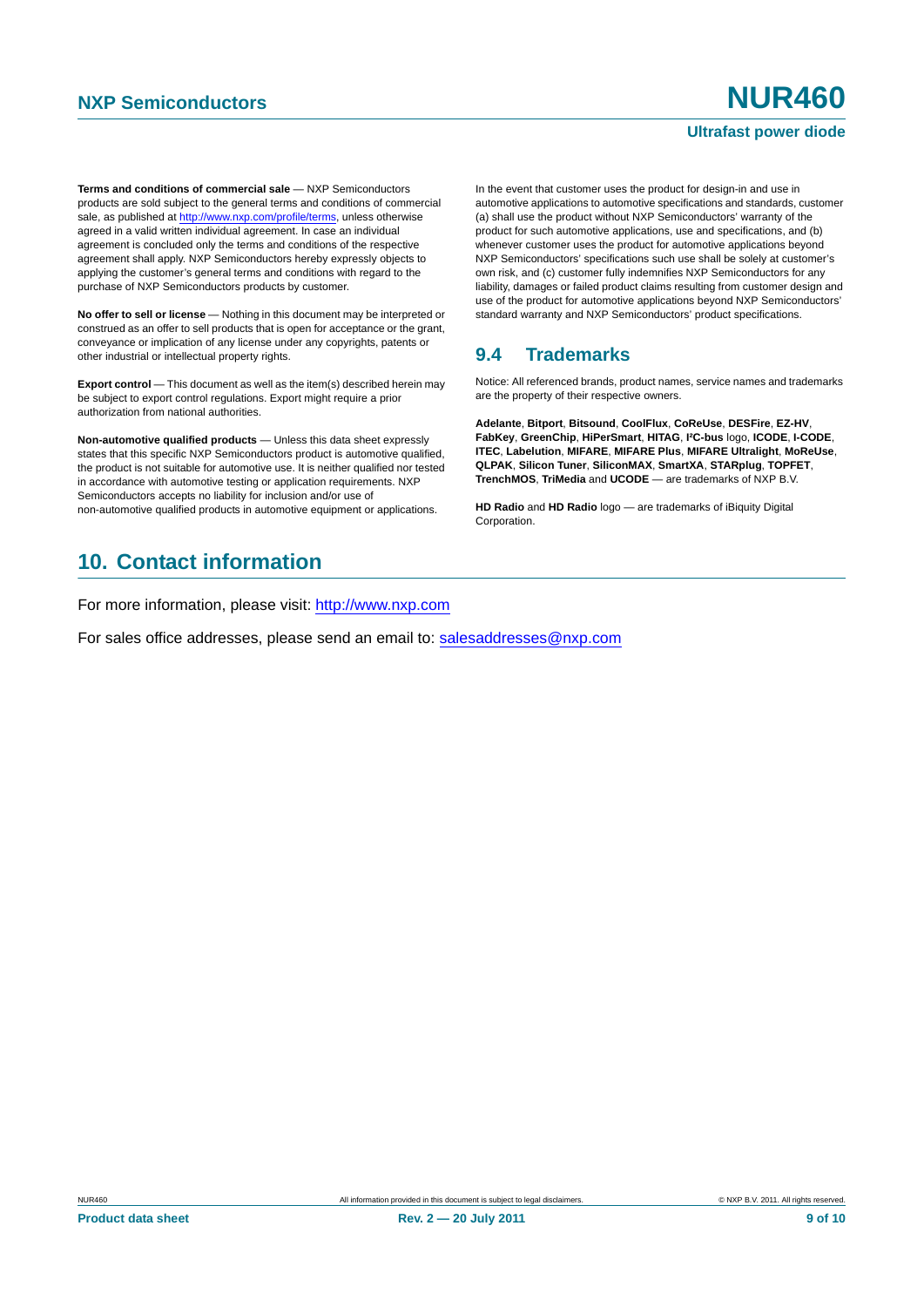**Terms and conditions of commercial sale** — NXP Semiconductors products are sold subject to the general terms and conditions of commercial sale, as published at http://www.nxp.com/profile/terms, unless otherwise agreed in a valid written individual agreement. In case an individual agreement is concluded only the terms and conditions of the respective agreement shall apply. NXP Semiconductors hereby expressly objects to applying the customer's general terms and conditions with regard to the purchase of NXP Semiconductors products by customer.

**No offer to sell or license** — Nothing in this document may be interpreted or construed as an offer to sell products that is open for acceptance or the grant, conveyance or implication of any license under any copyrights, patents or other industrial or intellectual property rights.

**Export control** — This document as well as the item(s) described herein may be subject to export control regulations. Export might require a prior authorization from national authorities.

**Non-automotive qualified products** — Unless this data sheet expressly states that this specific NXP Semiconductors product is automotive qualified, the product is not suitable for automotive use. It is neither qualified nor tested in accordance with automotive testing or application requirements. NXP Semiconductors accepts no liability for inclusion and/or use of non-automotive qualified products in automotive equipment or applications.

In the event that customer uses the product for design-in and use in automotive applications to automotive specifications and standards, customer (a) shall use the product without NXP Semiconductors' warranty of the product for such automotive applications, use and specifications, and (b) whenever customer uses the product for automotive applications beyond NXP Semiconductors' specifications such use shall be solely at customer's own risk, and (c) customer fully indemnifies NXP Semiconductors for any liability, damages or failed product claims resulting from customer design and use of the product for automotive applications beyond NXP Semiconductors' standard warranty and NXP Semiconductors' product specifications.

### 9.4 Trademarks

Notice: All referenced brands, product names, service names and trademarks are the property of their respective owners.

**Adelante**, **Bitport**, **Bitsound**, **CoolFlux**, **CoReUse**, **DESFire**, **EZ-HV**, **FabKey**, **GreenChip**, **HiPerSmart**, **HITAG**, **I²C-bus** logo, **ICODE**, **I-CODE**, **ITEC**, **Labelution**, **MIFARE**, **MIFARE Plus**, **MIFARE Ultralight**, **MoReUse**, **QLPAK**, **Silicon Tuner**, **SiliconMAX**, **SmartXA**, **STARplug**, **TOPFET**, **TrenchMOS**, **TriMedia** and **UCODE** — are trademarks of NXP B.V.

**HD Radio** and **HD Radio** logo — are trademarks of iBiquity Digital Corporation.

## 10. Contact information

For more information, please visit: http://www.nxp.com

For sales office addresses, please send an email to: salesaddresses@nxp.com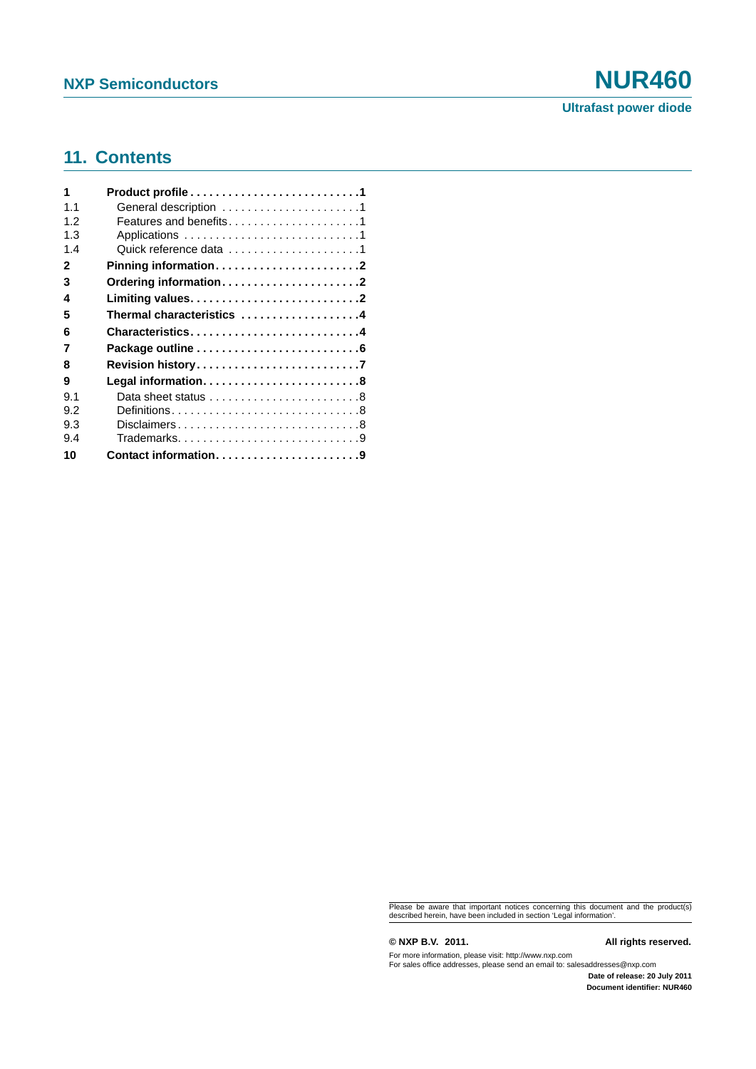## 11. Contents

| | | |
|---|---|---|
| **1** | **Product profile** | **1** |
| 1.1 | General description | 1 |
| 1.2 | Features and benefits | 1 |
| 1.3 | Applications | 1 |
| 1.4 | Quick reference data | 1 |
| **2** | **Pinning information** | **2** |
| **3** | **Ordering information** | **2** |
| **4** | **Limiting values** | **2** |
| **5** | **Thermal characteristics** | **4** |
| **6** | **Characteristics** | **4** |
| **7** | **Package outline** | **6** |
| **8** | **Revision history** | **7** |
| **9** | **Legal information** | **8** |
| 9.1 | Data sheet status | 8 |
| 9.2 | Definitions | 8 |
| 9.3 | Disclaimers | 8 |
| 9.4 | Trademarks | 9 |
| **10** | **Contact information** | **9** |

Please be aware that important notices concerning this document and the product(s) described herein, have been included in section 'Legal information'.

**© NXP B.V. 2011. All rights reserved.**

For more information, please visit: http://www.nxp.com
For sales office addresses, please send an email to: salesaddresses@nxp.com

**Date of release: 20 July 2011**
**Document identifier: NUR460**